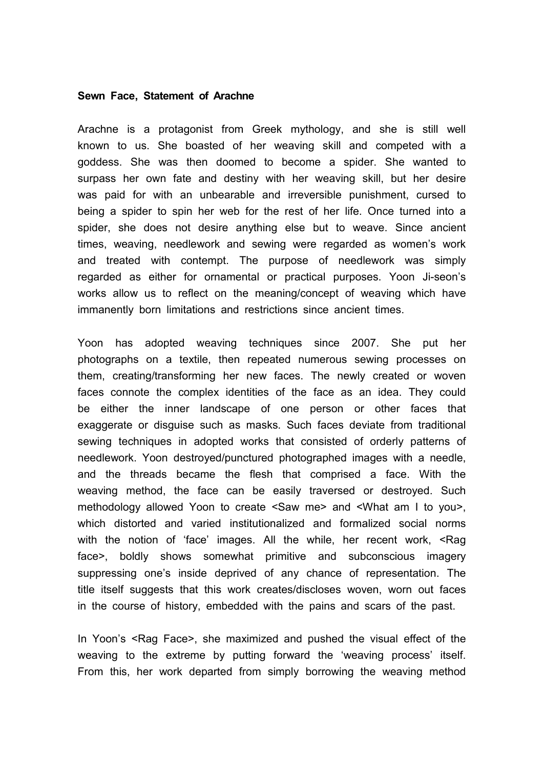**Sewn Face, Statement of Arachne**

Arachne is a protagonist from Greek mythology, and she is still well known to us. She boasted of her weaving skill and competed with a goddess. She was then doomed to become a spider. She wanted to surpass her own fate and destiny with her weaving skill, but her desire was paid for with an unbearable and irreversible punishment, cursed to being a spider to spin her web for the rest of her life. Once turned into a spider, she does not desire anything else but to weave. Since ancient times, weaving, needlework and sewing were regarded as women's work and treated with contempt. The purpose of needlework was simply regarded as either for ornamental or practical purposes. Yoon Ji-seon's works allow us to reflect on the meaning/concept of weaving which have immanently born limitations and restrictions since ancient times.

Yoon has adopted weaving techniques since 2007. She put her photographs on a textile, then repeated numerous sewing processes on them, creating/transforming her new faces. The newly created or woven faces connote the complex identities of the face as an idea. They could be either the inner landscape of one person or other faces that exaggerate or disguise such as masks. Such faces deviate from traditional sewing techniques in adopted works that consisted of orderly patterns of needlework. Yoon destroyed/punctured photographed images with a needle, and the threads became the flesh that comprised a face. With the weaving method, the face can be easily traversed or destroyed. Such methodology allowed Yoon to create <Saw me> and <What am I to you>, which distorted and varied institutionalized and formalized social norms with the notion of 'face' images. All the while, her recent work, <Rag face>, boldly shows somewhat primitive and subconscious imagery suppressing one's inside deprived of any chance of representation. The title itself suggests that this work creates/discloses woven, worn out faces in the course of history, embedded with the pains and scars of the past.

In Yoon's <Rag Face>, she maximized and pushed the visual effect of the weaving to the extreme by putting forward the 'weaving process' itself. From this, her work departed from simply borrowing the weaving method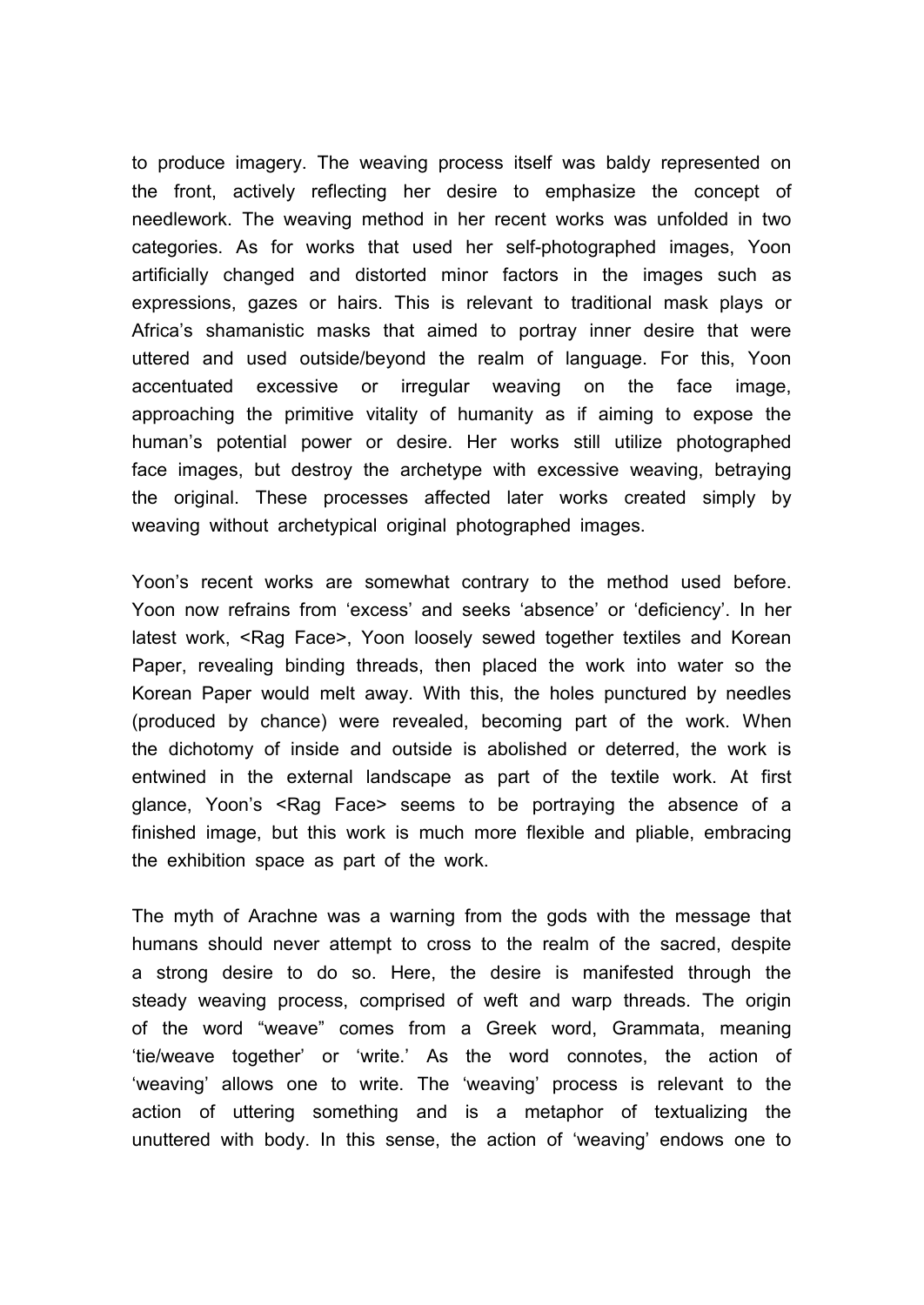to produce imagery. The weaving process itself was baldy represented on the front, actively reflecting her desire to emphasize the concept of needlework. The weaving method in her recent works was unfolded in two categories. As for works that used her self-photographed images, Yoon artificially changed and distorted minor factors in the images such as expressions, gazes or hairs. This is relevant to traditional mask plays or Africa's shamanistic masks that aimed to portray inner desire that were uttered and used outside/beyond the realm of language. For this, Yoon accentuated excessive or irregular weaving on the face image, approaching the primitive vitality of humanity as if aiming to expose the human's potential power or desire. Her works still utilize photographed face images, but destroy the archetype with excessive weaving, betraying the original. These processes affected later works created simply by weaving without archetypical original photographed images.

Yoon's recent works are somewhat contrary to the method used before. Yoon now refrains from 'excess' and seeks 'absence' or 'deficiency'. In her latest work, <Rag Face>, Yoon loosely sewed together textiles and Korean Paper, revealing binding threads, then placed the work into water so the Korean Paper would melt away. With this, the holes punctured by needles (produced by chance) were revealed, becoming part of the work. When the dichotomy of inside and outside is abolished or deterred, the work is entwined in the external landscape as part of the textile work. At first glance, Yoon's <Rag Face> seems to be portraying the absence of a finished image, but this work is much more flexible and pliable, embracing the exhibition space as part of the work.

The myth of Arachne was a warning from the gods with the message that humans should never attempt to cross to the realm of the sacred, despite a strong desire to do so. Here, the desire is manifested through the steady weaving process, comprised of weft and warp threads. The origin of the word "weave" comes from a Greek word, Grammata, meaning 'tie/weave together' or 'write.' As the word connotes, the action of 'weaving' allows one to write. The 'weaving' process is relevant to the action of uttering something and is a metaphor of textualizing the unuttered with body. In this sense, the action of 'weaving' endows one to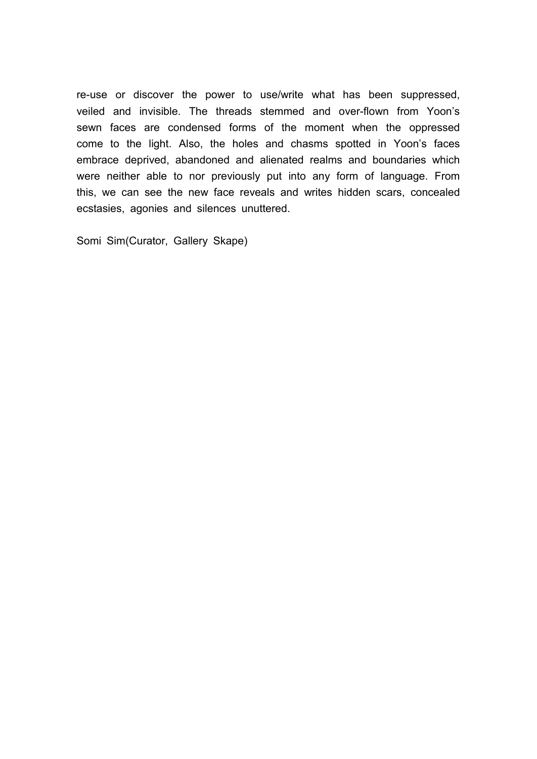re-use or discover the power to use/write what has been suppressed, veiled and invisible. The threads stemmed and over-flown from Yoon's sewn faces are condensed forms of the moment when the oppressed come to the light. Also, the holes and chasms spotted in Yoon's faces embrace deprived, abandoned and alienated realms and boundaries which were neither able to nor previously put into any form of language. From this, we can see the new face reveals and writes hidden scars, concealed ecstasies, agonies and silences unuttered.

Somi Sim(Curator, Gallery Skape)